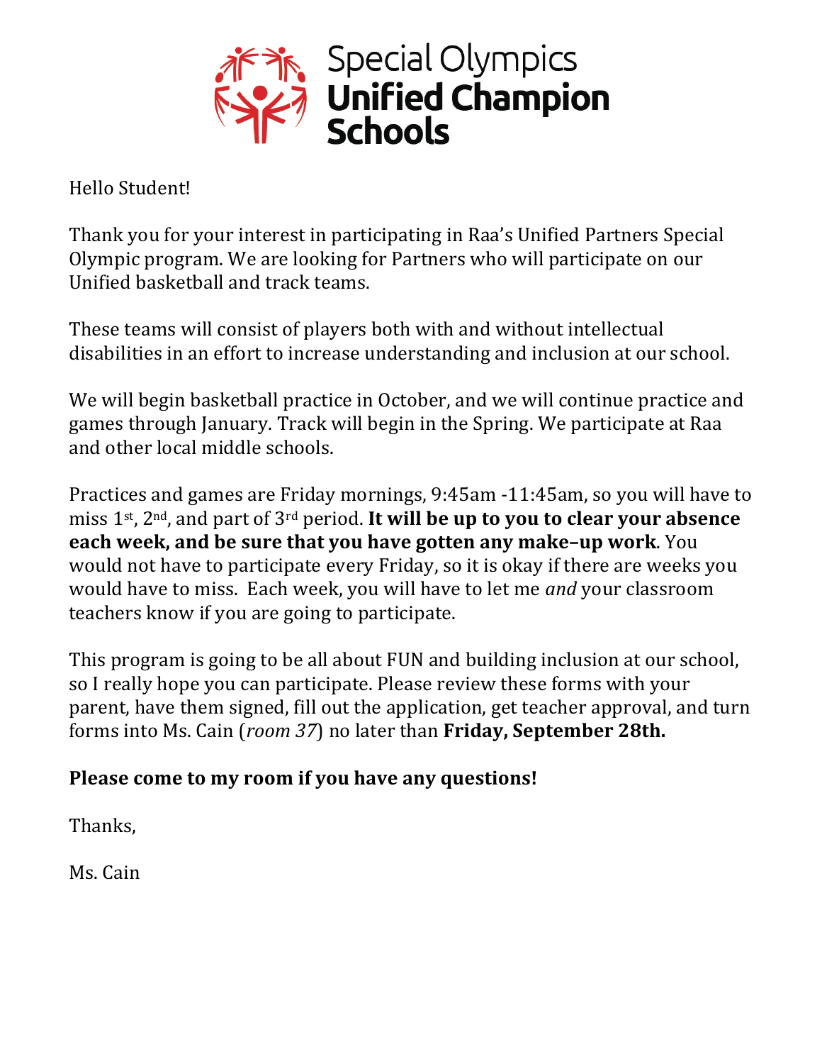Special Olympics
**Unified Champion Schools**

Hello Student!

Thank you for your interest in participating in Raa's Unified Partners Special Olympic program. We are looking for Partners who will participate on our Unified basketball and track teams.

These teams will consist of players both with and without intellectual disabilities in an effort to increase understanding and inclusion at our school.

We will begin basketball practice in October, and we will continue practice and games through January. Track will begin in the Spring. We participate at Raa and other local middle schools.

Practices and games are Friday mornings, 9:45am -11:45am, so you will have to miss 1st, 2nd, and part of 3rd period. **It will be up to you to clear your absence each week, and be sure that you have gotten any make–up work**. You would not have to participate every Friday, so it is okay if there are weeks you would have to miss. Each week, you will have to let me *and* your classroom teachers know if you are going to participate.

This program is going to be all about FUN and building inclusion at our school, so I really hope you can participate. Please review these forms with your parent, have them signed, fill out the application, get teacher approval, and turn forms into Ms. Cain (*room 37*) no later than **Friday, September 28th.**

**Please come to my room if you have any questions!**

Thanks,

Ms. Cain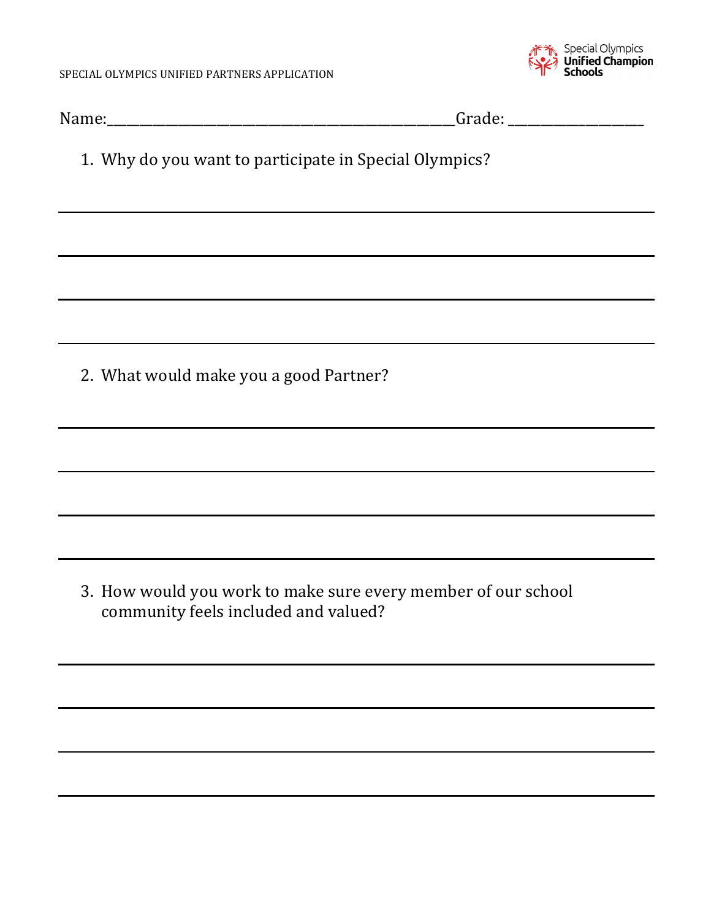SPECIAL OLYMPICS UNIFIED PARTNERS APPLICATION

Special Olympics **Unified Champion Schools**

Name:\_\_\_\_\_\_\_\_\_\_\_\_\_\_\_\_\_\_\_\_\_\_\_\_\_\_\_\_\_\_\_\_\_\_\_\_\_\_\_\_\_\_\_\_\_\_\_\_Grade: \_\_\_\_\_\_\_\_\_\_\_\_\_\_\_\_\_\_\_\_

1. Why do you want to participate in Special Olympics?

\_\_\_\_\_\_\_\_\_\_\_\_\_\_\_\_\_\_\_\_\_\_\_\_\_\_\_\_\_\_\_\_\_\_\_\_\_\_\_\_\_\_\_\_\_\_\_\_\_\_\_\_\_\_\_\_\_\_\_\_\_\_\_\_\_\_\_\_\_\_\_\_

\_\_\_\_\_\_\_\_\_\_\_\_\_\_\_\_\_\_\_\_\_\_\_\_\_\_\_\_\_\_\_\_\_\_\_\_\_\_\_\_\_\_\_\_\_\_\_\_\_\_\_\_\_\_\_\_\_\_\_\_\_\_\_\_\_\_\_\_\_\_\_\_

\_\_\_\_\_\_\_\_\_\_\_\_\_\_\_\_\_\_\_\_\_\_\_\_\_\_\_\_\_\_\_\_\_\_\_\_\_\_\_\_\_\_\_\_\_\_\_\_\_\_\_\_\_\_\_\_\_\_\_\_\_\_\_\_\_\_\_\_\_\_\_\_

\_\_\_\_\_\_\_\_\_\_\_\_\_\_\_\_\_\_\_\_\_\_\_\_\_\_\_\_\_\_\_\_\_\_\_\_\_\_\_\_\_\_\_\_\_\_\_\_\_\_\_\_\_\_\_\_\_\_\_\_\_\_\_\_\_\_\_\_\_\_\_\_

2. What would make you a good Partner?

\_\_\_\_\_\_\_\_\_\_\_\_\_\_\_\_\_\_\_\_\_\_\_\_\_\_\_\_\_\_\_\_\_\_\_\_\_\_\_\_\_\_\_\_\_\_\_\_\_\_\_\_\_\_\_\_\_\_\_\_\_\_\_\_\_\_\_\_\_\_\_\_

\_\_\_\_\_\_\_\_\_\_\_\_\_\_\_\_\_\_\_\_\_\_\_\_\_\_\_\_\_\_\_\_\_\_\_\_\_\_\_\_\_\_\_\_\_\_\_\_\_\_\_\_\_\_\_\_\_\_\_\_\_\_\_\_\_\_\_\_\_\_\_\_

\_\_\_\_\_\_\_\_\_\_\_\_\_\_\_\_\_\_\_\_\_\_\_\_\_\_\_\_\_\_\_\_\_\_\_\_\_\_\_\_\_\_\_\_\_\_\_\_\_\_\_\_\_\_\_\_\_\_\_\_\_\_\_\_\_\_\_\_\_\_\_\_

\_\_\_\_\_\_\_\_\_\_\_\_\_\_\_\_\_\_\_\_\_\_\_\_\_\_\_\_\_\_\_\_\_\_\_\_\_\_\_\_\_\_\_\_\_\_\_\_\_\_\_\_\_\_\_\_\_\_\_\_\_\_\_\_\_\_\_\_\_\_\_\_

3. How would you work to make sure every member of our school community feels included and valued?

\_\_\_\_\_\_\_\_\_\_\_\_\_\_\_\_\_\_\_\_\_\_\_\_\_\_\_\_\_\_\_\_\_\_\_\_\_\_\_\_\_\_\_\_\_\_\_\_\_\_\_\_\_\_\_\_\_\_\_\_\_\_\_\_\_\_\_\_\_\_\_\_

\_\_\_\_\_\_\_\_\_\_\_\_\_\_\_\_\_\_\_\_\_\_\_\_\_\_\_\_\_\_\_\_\_\_\_\_\_\_\_\_\_\_\_\_\_\_\_\_\_\_\_\_\_\_\_\_\_\_\_\_\_\_\_\_\_\_\_\_\_\_\_\_

\_\_\_\_\_\_\_\_\_\_\_\_\_\_\_\_\_\_\_\_\_\_\_\_\_\_\_\_\_\_\_\_\_\_\_\_\_\_\_\_\_\_\_\_\_\_\_\_\_\_\_\_\_\_\_\_\_\_\_\_\_\_\_\_\_\_\_\_\_\_\_\_

\_\_\_\_\_\_\_\_\_\_\_\_\_\_\_\_\_\_\_\_\_\_\_\_\_\_\_\_\_\_\_\_\_\_\_\_\_\_\_\_\_\_\_\_\_\_\_\_\_\_\_\_\_\_\_\_\_\_\_\_\_\_\_\_\_\_\_\_\_\_\_\_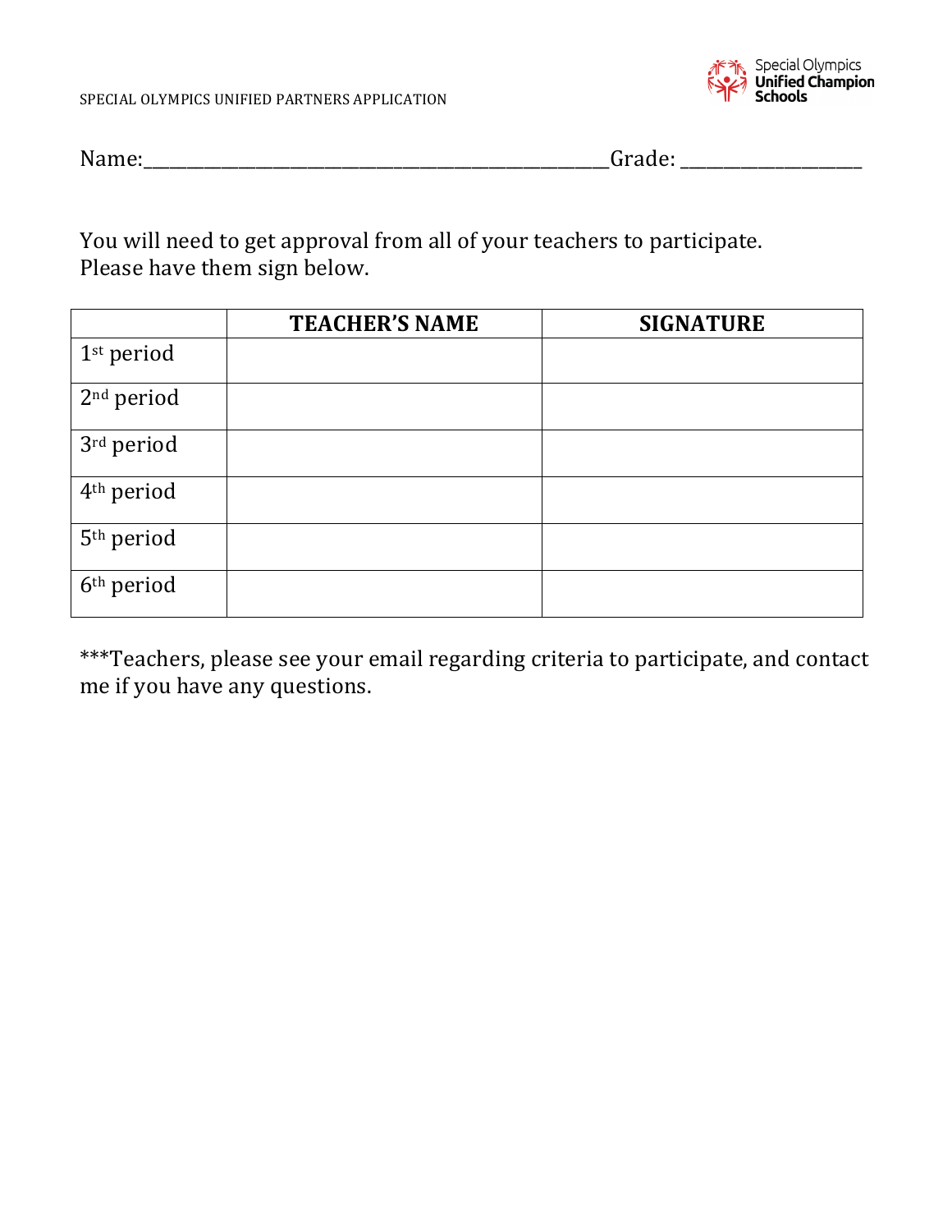SPECIAL OLYMPICS UNIFIED PARTNERS APPLICATION

Special Olympics **Unified Champion Schools**

Name:_______________________________________________Grade: __________________

You will need to get approval from all of your teachers to participate.
Please have them sign below.

| | TEACHER'S NAME | SIGNATURE |
|---|---|---|
| 1st period | | |
| 2nd period | | |
| 3rd period | | |
| 4th period | | |
| 5th period | | |
| 6th period | | |

***Teachers, please see your email regarding criteria to participate, and contact me if you have any questions.